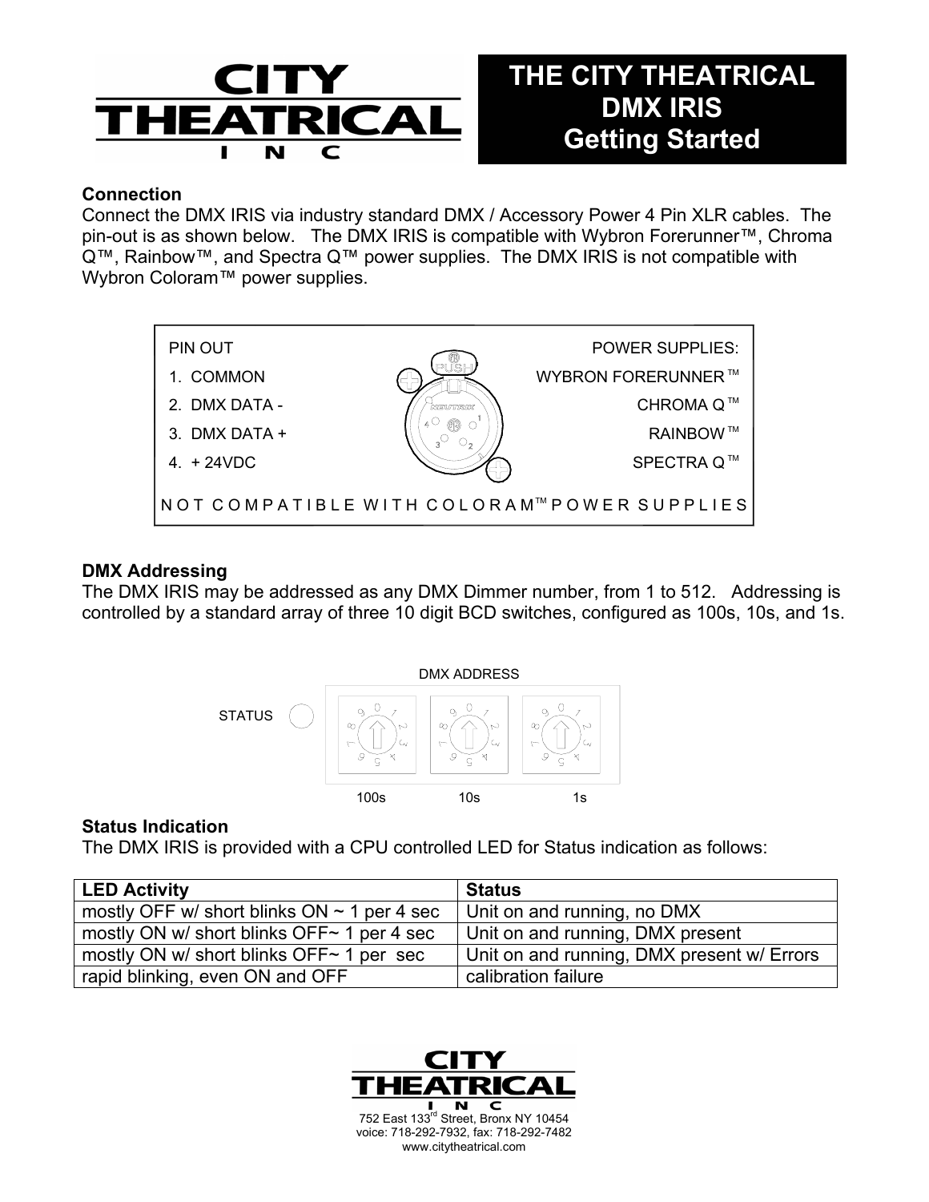# THE CITY THEATRICAL DMX IRIS Getting Started

## Connection

Connect the DMX IRIS via industry standard DMX / Accessory Power 4 Pin XLR cables. The pin-out is as shown below. The DMX IRIS is compatible with Wybron Forerunner™, Chroma Q™, Rainbow™, and Spectra Q™ power supplies. The DMX IRIS is not compatible with Wybron Coloram™ power supplies.

PIN OUT

1. COMMON
2. DMX DATA -
3. DMX DATA +
4. + 24VDC

POWER SUPPLIES:

WYBRON FORERUNNER™
CHROMA Q™
RAINBOW™
SPECTRA Q™

NOT COMPATIBLE WITH COLORAM™ POWER SUPPLIES

## DMX Addressing

The DMX IRIS may be addressed as any DMX Dimmer number, from 1 to 512. Addressing is controlled by a standard array of three 10 digit BCD switches, configured as 100s, 10s, and 1s.

DMX ADDRESS

STATUS

100s 10s 1s

## Status Indication

The DMX IRIS is provided with a CPU controlled LED for Status indication as follows:

| LED Activity | Status |
|---|---|
| mostly OFF w/ short blinks ON ~ 1 per 4 sec | Unit on and running, no DMX |
| mostly ON w/ short blinks OFF~ 1 per 4 sec | Unit on and running, DMX present |
| mostly ON w/ short blinks OFF~ 1 per sec | Unit on and running, DMX present w/ Errors |
| rapid blinking, even ON and OFF | calibration failure |

752 East 133rd Street, Bronx NY 10454
voice: 718-292-7932, fax: 718-292-7482
www.citytheatrical.com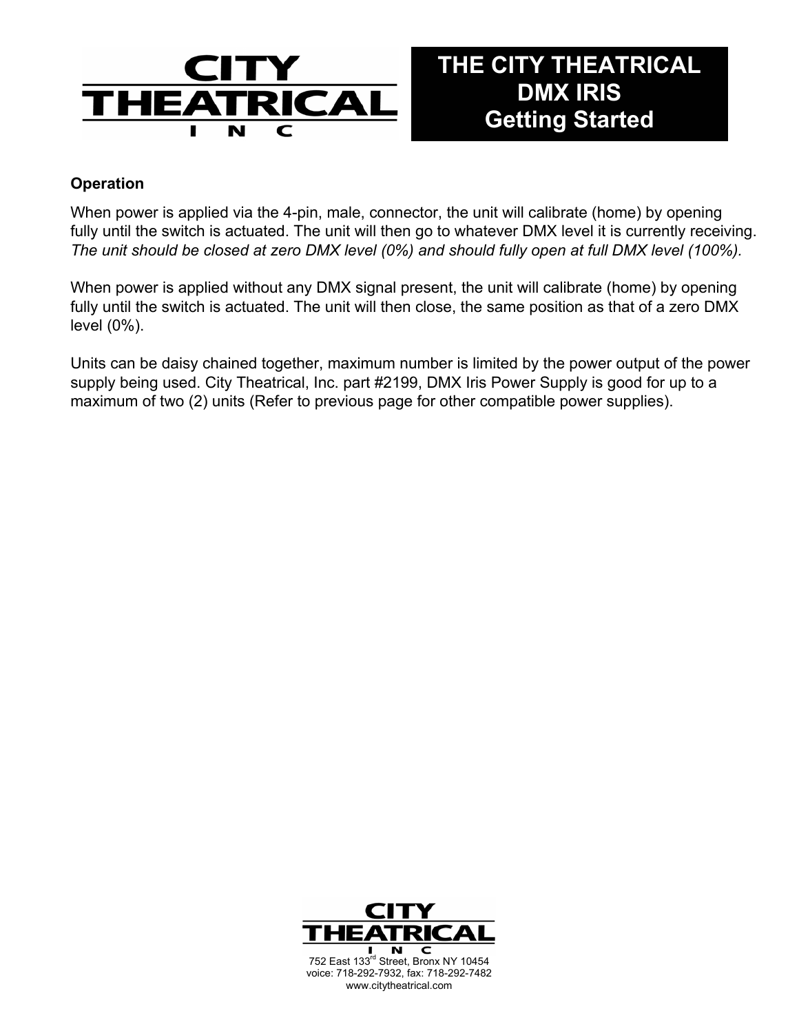# THE CITY THEATRICAL DMX IRIS Getting Started

**Operation**

When power is applied via the 4-pin, male, connector, the unit will calibrate (home) by opening fully until the switch is actuated. The unit will then go to whatever DMX level it is currently receiving. *The unit should be closed at zero DMX level (0%) and should fully open at full DMX level (100%).*

When power is applied without any DMX signal present, the unit will calibrate (home) by opening fully until the switch is actuated. The unit will then close, the same position as that of a zero DMX level (0%).

Units can be daisy chained together, maximum number is limited by the power output of the power supply being used. City Theatrical, Inc. part #2199, DMX Iris Power Supply is good for up to a maximum of two (2) units (Refer to previous page for other compatible power supplies).

752 East 133rd Street, Bronx NY 10454
voice: 718-292-7932, fax: 718-292-7482
www.citytheatrical.com